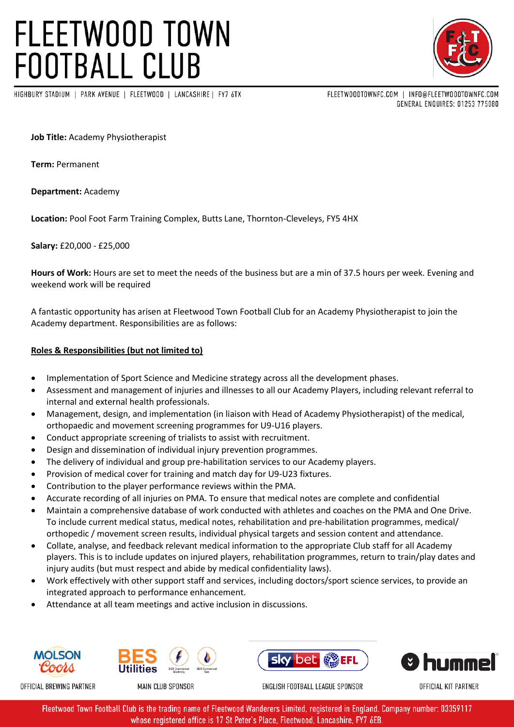# FLEETWOOD TOWN FOOTBALL CLUB

HIGHBURY STADIUM | PARK AVENUE | FLEETWOOD | LANCASHIRE | FY7 6TX

FLEETWOODTOWNFC.COM | INFO@FLEETWOODTOWNFC.COM
GENERAL ENQUIRES: 01253 775080

**Job Title:** Academy Physiotherapist

**Term:** Permanent

**Department:** Academy

**Location:** Pool Foot Farm Training Complex, Butts Lane, Thornton-Cleveleys, FY5 4HX

**Salary:** £20,000 - £25,000

**Hours of Work:** Hours are set to meet the needs of the business but are a min of 37.5 hours per week. Evening and weekend work will be required

A fantastic opportunity has arisen at Fleetwood Town Football Club for an Academy Physiotherapist to join the Academy department. Responsibilities are as follows:

**Roles & Responsibilities (but not limited to)**

- Implementation of Sport Science and Medicine strategy across all the development phases.
- Assessment and management of injuries and illnesses to all our Academy Players, including relevant referral to internal and external health professionals.
- Management, design, and implementation (in liaison with Head of Academy Physiotherapist) of the medical, orthopaedic and movement screening programmes for U9-U16 players.
- Conduct appropriate screening of trialists to assist with recruitment.
- Design and dissemination of individual injury prevention programmes.
- The delivery of individual and group pre-habilitation services to our Academy players.
- Provision of medical cover for training and match day for U9-U23 fixtures.
- Contribution to the player performance reviews within the PMA.
- Accurate recording of all injuries on PMA. To ensure that medical notes are complete and confidential
- Maintain a comprehensive database of work conducted with athletes and coaches on the PMA and One Drive. To include current medical status, medical notes, rehabilitation and pre-habilitation programmes, medical/ orthopedic / movement screen results, individual physical targets and session content and attendance.
- Collate, analyse, and feedback relevant medical information to the appropriate Club staff for all Academy players. This is to include updates on injured players, rehabilitation programmes, return to train/play dates and injury audits (but must respect and abide by medical confidentiality laws).
- Work effectively with other support staff and services, including doctors/sport science services, to provide an integrated approach to performance enhancement.
- Attendance at all team meetings and active inclusion in discussions.

OFFICIAL BREWING PARTNER | MAIN CLUB SPONSOR | ENGLISH FOOTBALL LEAGUE SPONSOR | OFFICIAL KIT PARTNER

Fleetwood Town Football Club is the trading name of Fleetwood Wanderers Limited, registered in England. Company number: 03359117 whose registered office is 17 St Peter's Place, Fleetwood, Lancashire, FY7 6EB.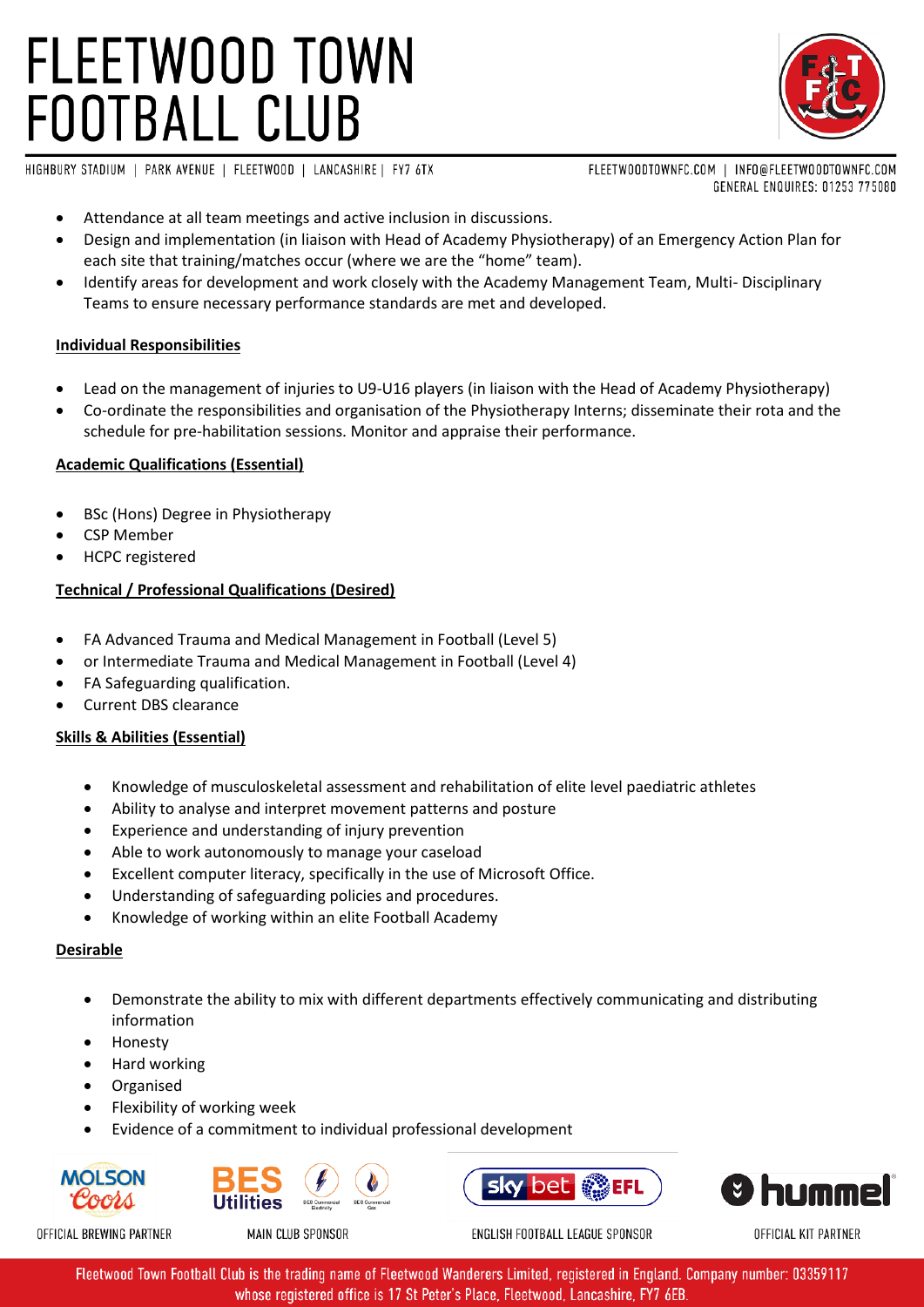- Attendance at all team meetings and active inclusion in discussions.
- Design and implementation (in liaison with Head of Academy Physiotherapy) of an Emergency Action Plan for each site that training/matches occur (where we are the "home" team).
- Identify areas for development and work closely with the Academy Management Team, Multi- Disciplinary Teams to ensure necessary performance standards are met and developed.

**Individual Responsibilities**

- Lead on the management of injuries to U9-U16 players (in liaison with the Head of Academy Physiotherapy)
- Co-ordinate the responsibilities and organisation of the Physiotherapy Interns; disseminate their rota and the schedule for pre-habilitation sessions. Monitor and appraise their performance.

**Academic Qualifications (Essential)**

- BSc (Hons) Degree in Physiotherapy
- CSP Member
- HCPC registered

**Technical / Professional Qualifications (Desired)**

- FA Advanced Trauma and Medical Management in Football (Level 5)
- or Intermediate Trauma and Medical Management in Football (Level 4)
- FA Safeguarding qualification.
- Current DBS clearance

**Skills & Abilities (Essential)**

- Knowledge of musculoskeletal assessment and rehabilitation of elite level paediatric athletes
- Ability to analyse and interpret movement patterns and posture
- Experience and understanding of injury prevention
- Able to work autonomously to manage your caseload
- Excellent computer literacy, specifically in the use of Microsoft Office.
- Understanding of safeguarding policies and procedures.
- Knowledge of working within an elite Football Academy

**Desirable**

- Demonstrate the ability to mix with different departments effectively communicating and distributing information
- Honesty
- Hard working
- Organised
- Flexibility of working week
- Evidence of a commitment to individual professional development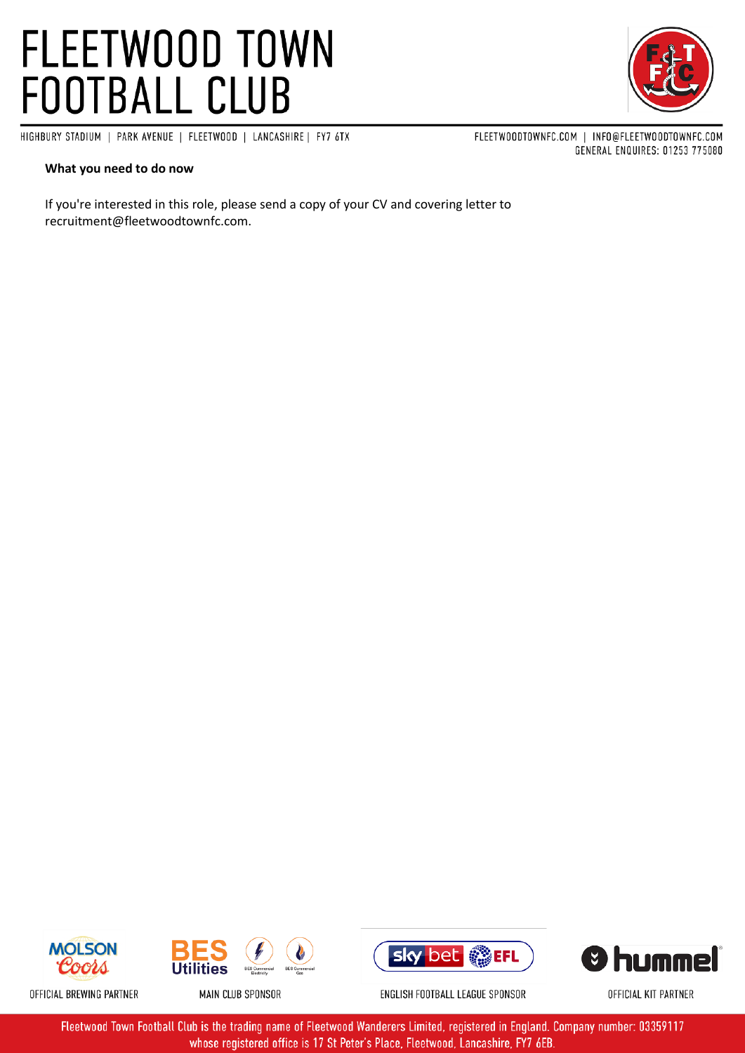**What you need to do now**

If you're interested in this role, please send a copy of your CV and covering letter to recruitment@fleetwoodtownfc.com.